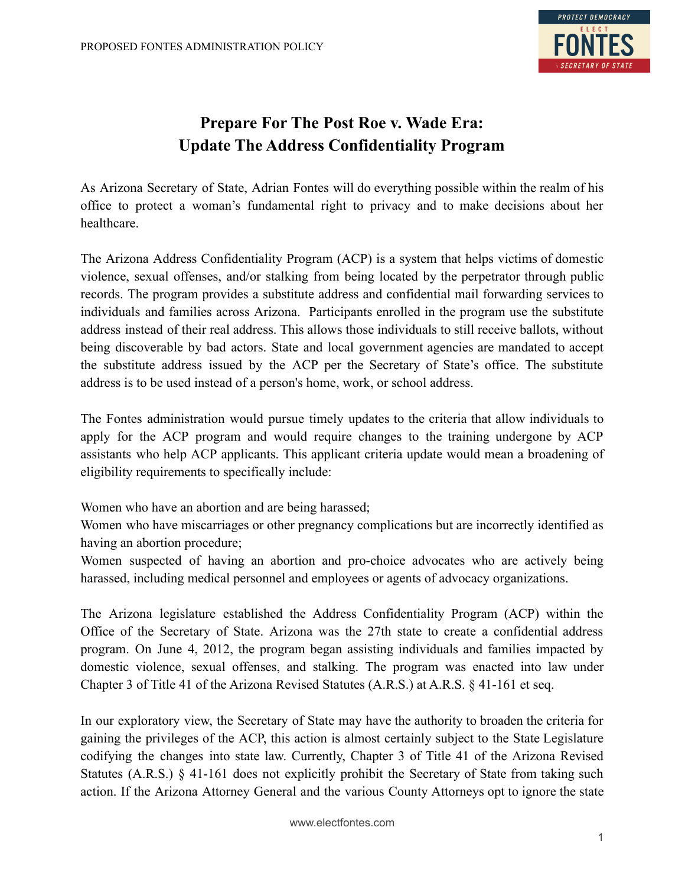PROPOSED FONTES ADMINISTRATION POLICY

PROTECT DEMOCRACY
ELECT
FONTES
SECRETARY OF STATE

# Prepare For The Post Roe v. Wade Era: Update The Address Confidentiality Program

As Arizona Secretary of State, Adrian Fontes will do everything possible within the realm of his office to protect a woman's fundamental right to privacy and to make decisions about her healthcare.

The Arizona Address Confidentiality Program (ACP) is a system that helps victims of domestic violence, sexual offenses, and/or stalking from being located by the perpetrator through public records. The program provides a substitute address and confidential mail forwarding services to individuals and families across Arizona. Participants enrolled in the program use the substitute address instead of their real address. This allows those individuals to still receive ballots, without being discoverable by bad actors. State and local government agencies are mandated to accept the substitute address issued by the ACP per the Secretary of State's office. The substitute address is to be used instead of a person's home, work, or school address.

The Fontes administration would pursue timely updates to the criteria that allow individuals to apply for the ACP program and would require changes to the training undergone by ACP assistants who help ACP applicants. This applicant criteria update would mean a broadening of eligibility requirements to specifically include:

Women who have an abortion and are being harassed;
Women who have miscarriages or other pregnancy complications but are incorrectly identified as having an abortion procedure;
Women suspected of having an abortion and pro-choice advocates who are actively being harassed, including medical personnel and employees or agents of advocacy organizations.

The Arizona legislature established the Address Confidentiality Program (ACP) within the Office of the Secretary of State. Arizona was the 27th state to create a confidential address program. On June 4, 2012, the program began assisting individuals and families impacted by domestic violence, sexual offenses, and stalking. The program was enacted into law under Chapter 3 of Title 41 of the Arizona Revised Statutes (A.R.S.) at A.R.S. § 41-161 et seq.

In our exploratory view, the Secretary of State may have the authority to broaden the criteria for gaining the privileges of the ACP, this action is almost certainly subject to the State Legislature codifying the changes into state law. Currently, Chapter 3 of Title 41 of the Arizona Revised Statutes (A.R.S.) § 41-161 does not explicitly prohibit the Secretary of State from taking such action. If the Arizona Attorney General and the various County Attorneys opt to ignore the state

www.electfontes.com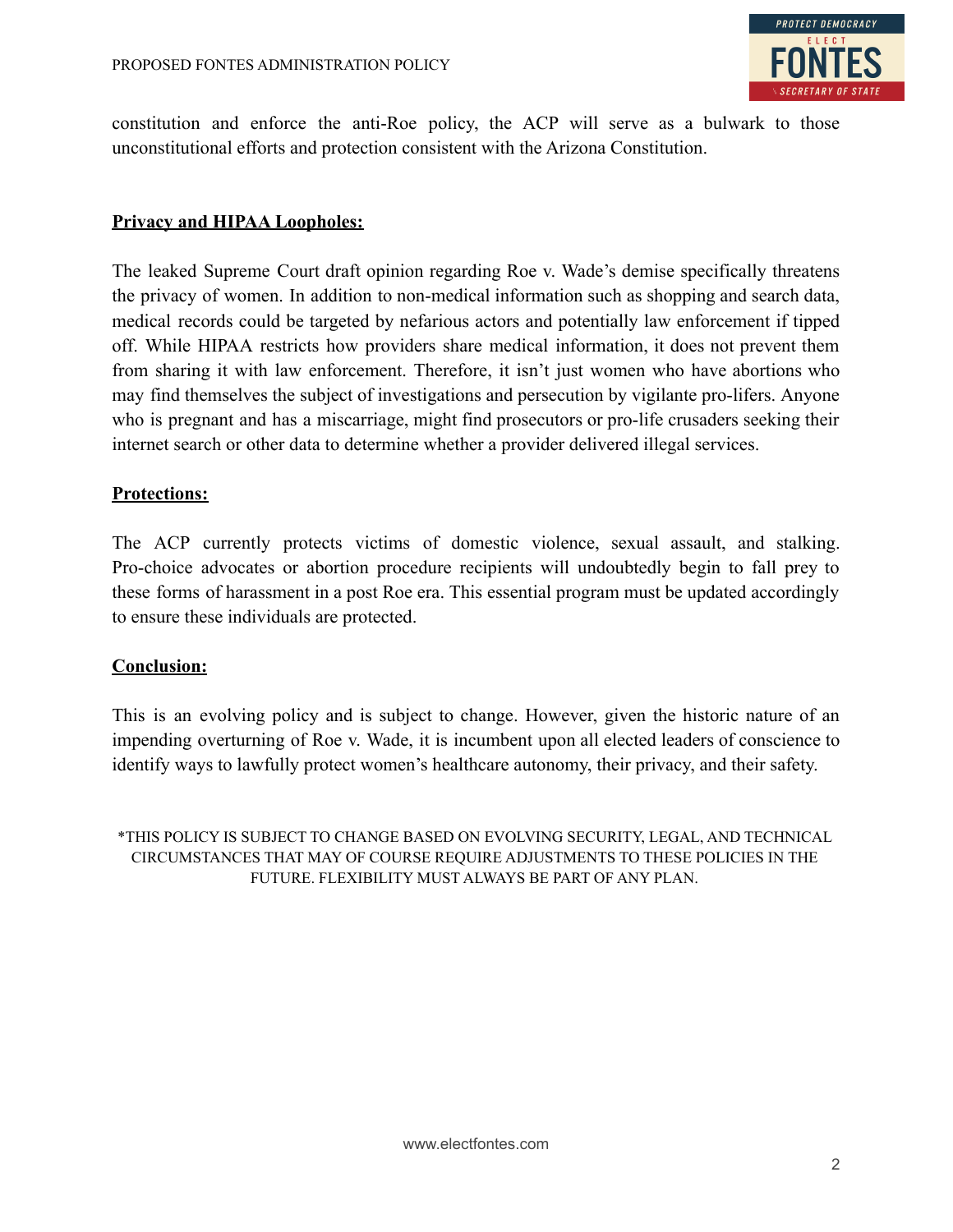constitution and enforce the anti-Roe policy, the ACP will serve as a bulwark to those unconstitutional efforts and protection consistent with the Arizona Constitution.

**Privacy and HIPAA Loopholes:**

The leaked Supreme Court draft opinion regarding Roe v. Wade's demise specifically threatens the privacy of women. In addition to non-medical information such as shopping and search data, medical records could be targeted by nefarious actors and potentially law enforcement if tipped off. While HIPAA restricts how providers share medical information, it does not prevent them from sharing it with law enforcement. Therefore, it isn't just women who have abortions who may find themselves the subject of investigations and persecution by vigilante pro-lifers. Anyone who is pregnant and has a miscarriage, might find prosecutors or pro-life crusaders seeking their internet search or other data to determine whether a provider delivered illegal services.

**Protections:**

The ACP currently protects victims of domestic violence, sexual assault, and stalking. Pro-choice advocates or abortion procedure recipients will undoubtedly begin to fall prey to these forms of harassment in a post Roe era. This essential program must be updated accordingly to ensure these individuals are protected.

**Conclusion:**

This is an evolving policy and is subject to change. However, given the historic nature of an impending overturning of Roe v. Wade, it is incumbent upon all elected leaders of conscience to identify ways to lawfully protect women's healthcare autonomy, their privacy, and their safety.

*THIS POLICY IS SUBJECT TO CHANGE BASED ON EVOLVING SECURITY, LEGAL, AND TECHNICAL CIRCUMSTANCES THAT MAY OF COURSE REQUIRE ADJUSTMENTS TO THESE POLICIES IN THE FUTURE. FLEXIBILITY MUST ALWAYS BE PART OF ANY PLAN.